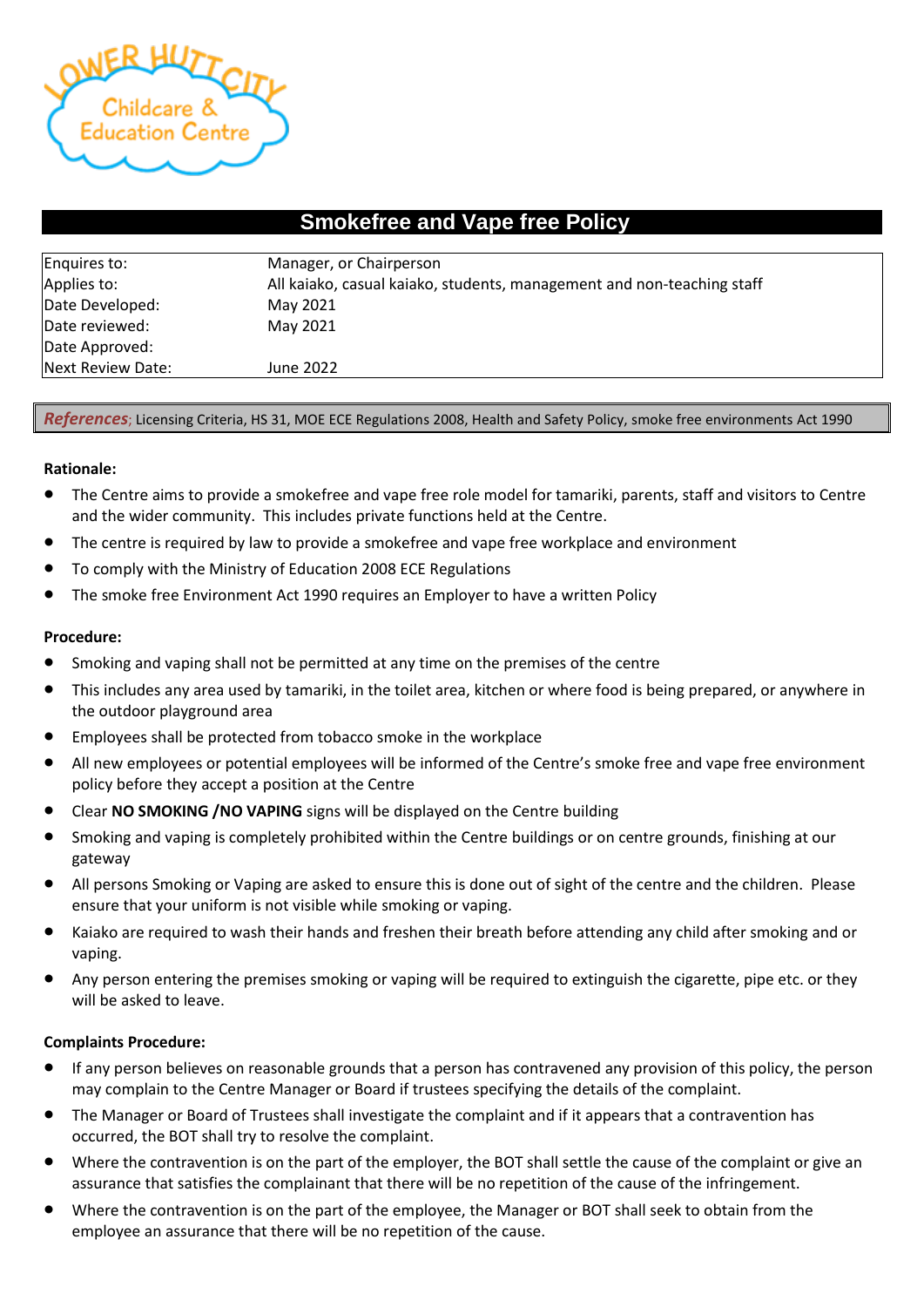Lower Hutt City Childcare & Education Centre

# Smokefree and Vape free Policy

| | |
|---|---|
| Enquires to: | Manager, or Chairperson |
| Applies to: | All kaiako, casual kaiako, students, management and non-teaching staff |
| Date Developed: | May 2021 |
| Date reviewed: | May 2021 |
| Date Approved: | |
| Next Review Date: | June 2022 |

***References***; Licensing Criteria, HS 31, MOE ECE Regulations 2008, Health and Safety Policy, smoke free environments Act 1990

**Rationale:**

- The Centre aims to provide a smokefree and vape free role model for tamariki, parents, staff and visitors to Centre and the wider community. This includes private functions held at the Centre.
- The centre is required by law to provide a smokefree and vape free workplace and environment
- To comply with the Ministry of Education 2008 ECE Regulations
- The smoke free Environment Act 1990 requires an Employer to have a written Policy

**Procedure:**

- Smoking and vaping shall not be permitted at any time on the premises of the centre
- This includes any area used by tamariki, in the toilet area, kitchen or where food is being prepared, or anywhere in the outdoor playground area
- Employees shall be protected from tobacco smoke in the workplace
- All new employees or potential employees will be informed of the Centre's smoke free and vape free environment policy before they accept a position at the Centre
- Clear **NO SMOKING /NO VAPING** signs will be displayed on the Centre building
- Smoking and vaping is completely prohibited within the Centre buildings or on centre grounds, finishing at our gateway
- All persons Smoking or Vaping are asked to ensure this is done out of sight of the centre and the children. Please ensure that your uniform is not visible while smoking or vaping.
- Kaiako are required to wash their hands and freshen their breath before attending any child after smoking and or vaping.
- Any person entering the premises smoking or vaping will be required to extinguish the cigarette, pipe etc. or they will be asked to leave.

**Complaints Procedure:**

- If any person believes on reasonable grounds that a person has contravened any provision of this policy, the person may complain to the Centre Manager or Board if trustees specifying the details of the complaint.
- The Manager or Board of Trustees shall investigate the complaint and if it appears that a contravention has occurred, the BOT shall try to resolve the complaint.
- Where the contravention is on the part of the employer, the BOT shall settle the cause of the complaint or give an assurance that satisfies the complainant that there will be no repetition of the cause of the infringement.
- Where the contravention is on the part of the employee, the Manager or BOT shall seek to obtain from the employee an assurance that there will be no repetition of the cause.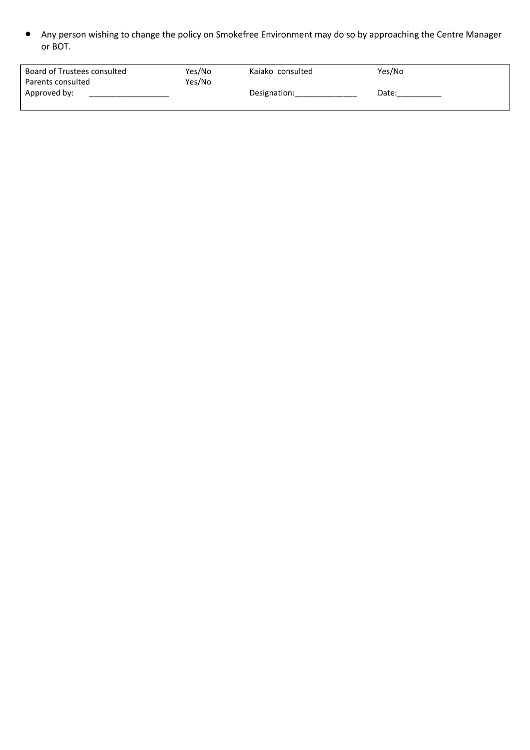- Any person wishing to change the policy on Smokefree Environment may do so by approaching the Centre Manager or BOT.

| | | | |
|---|---|---|---|
| Board of Trustees consulted | Yes/No | Kaiako consulted | Yes/No |
| Parents consulted | Yes/No | | |
| Approved by: __________________ | | Designation:______________ | Date:__________ |